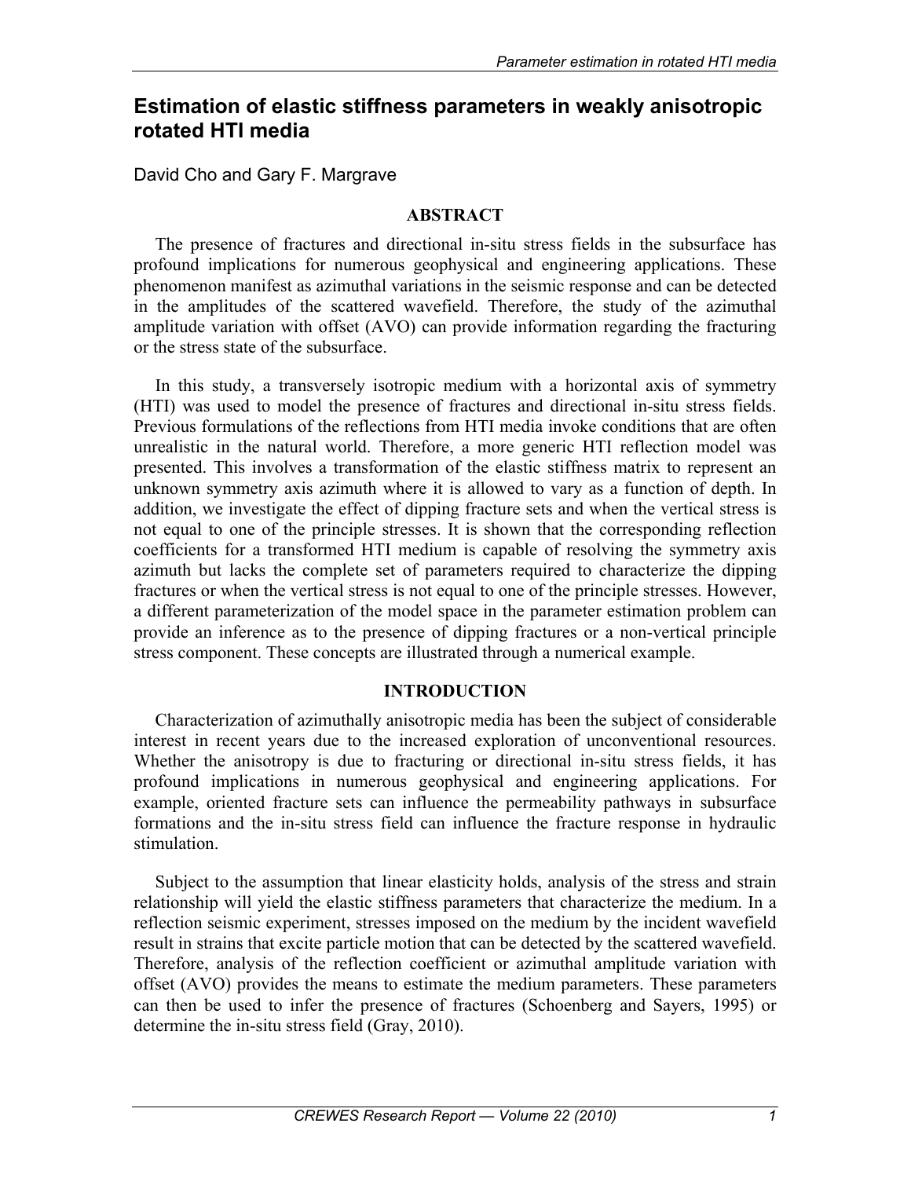# Estimation of elastic stiffness parameters in weakly anisotropic rotated HTI media

David Cho and Gary F. Margrave

## ABSTRACT

The presence of fractures and directional in-situ stress fields in the subsurface has profound implications for numerous geophysical and engineering applications. These phenomenon manifest as azimuthal variations in the seismic response and can be detected in the amplitudes of the scattered wavefield. Therefore, the study of the azimuthal amplitude variation with offset (AVO) can provide information regarding the fracturing or the stress state of the subsurface.

In this study, a transversely isotropic medium with a horizontal axis of symmetry (HTI) was used to model the presence of fractures and directional in-situ stress fields. Previous formulations of the reflections from HTI media invoke conditions that are often unrealistic in the natural world. Therefore, a more generic HTI reflection model was presented. This involves a transformation of the elastic stiffness matrix to represent an unknown symmetry axis azimuth where it is allowed to vary as a function of depth. In addition, we investigate the effect of dipping fracture sets and when the vertical stress is not equal to one of the principle stresses. It is shown that the corresponding reflection coefficients for a transformed HTI medium is capable of resolving the symmetry axis azimuth but lacks the complete set of parameters required to characterize the dipping fractures or when the vertical stress is not equal to one of the principle stresses. However, a different parameterization of the model space in the parameter estimation problem can provide an inference as to the presence of dipping fractures or a non-vertical principle stress component. These concepts are illustrated through a numerical example.

## INTRODUCTION

Characterization of azimuthally anisotropic media has been the subject of considerable interest in recent years due to the increased exploration of unconventional resources. Whether the anisotropy is due to fracturing or directional in-situ stress fields, it has profound implications in numerous geophysical and engineering applications. For example, oriented fracture sets can influence the permeability pathways in subsurface formations and the in-situ stress field can influence the fracture response in hydraulic stimulation.

Subject to the assumption that linear elasticity holds, analysis of the stress and strain relationship will yield the elastic stiffness parameters that characterize the medium. In a reflection seismic experiment, stresses imposed on the medium by the incident wavefield result in strains that excite particle motion that can be detected by the scattered wavefield. Therefore, analysis of the reflection coefficient or azimuthal amplitude variation with offset (AVO) provides the means to estimate the medium parameters. These parameters can then be used to infer the presence of fractures (Schoenberg and Sayers, 1995) or determine the in-situ stress field (Gray, 2010).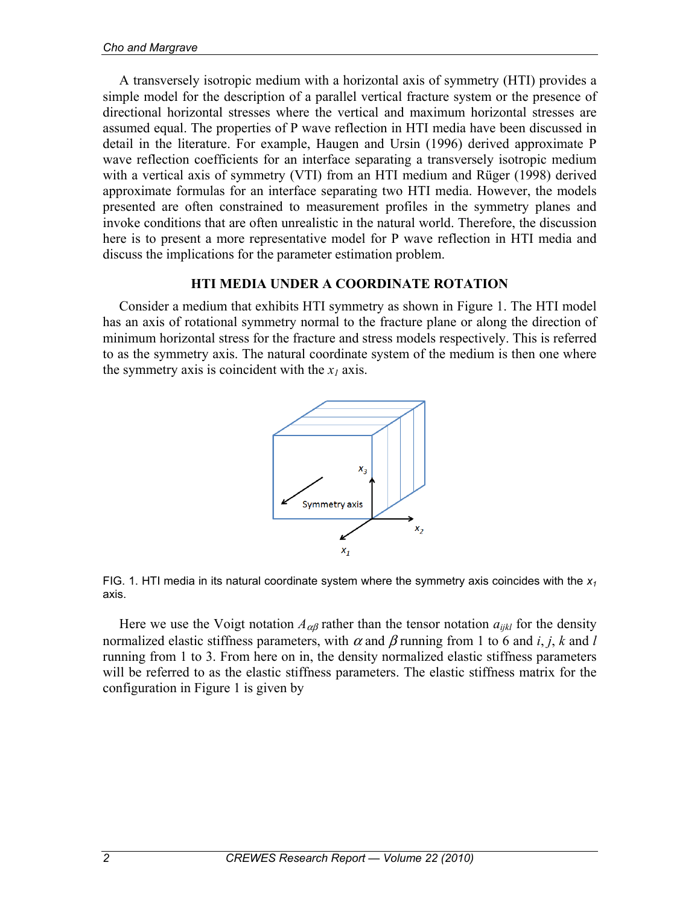A transversely isotropic medium with a horizontal axis of symmetry (HTI) provides a simple model for the description of a parallel vertical fracture system or the presence of directional horizontal stresses where the vertical and maximum horizontal stresses are assumed equal. The properties of P wave reflection in HTI media have been discussed in detail in the literature. For example, Haugen and Ursin (1996) derived approximate P wave reflection coefficients for an interface separating a transversely isotropic medium with a vertical axis of symmetry (VTI) from an HTI medium and Rüger (1998) derived approximate formulas for an interface separating two HTI media. However, the models presented are often constrained to measurement profiles in the symmetry planes and invoke conditions that are often unrealistic in the natural world. Therefore, the discussion here is to present a more representative model for P wave reflection in HTI media and discuss the implications for the parameter estimation problem.

## HTI MEDIA UNDER A COORDINATE ROTATION

Consider a medium that exhibits HTI symmetry as shown in Figure 1. The HTI model has an axis of rotational symmetry normal to the fracture plane or along the direction of minimum horizontal stress for the fracture and stress models respectively. This is referred to as the symmetry axis. The natural coordinate system of the medium is then one where the symmetry axis is coincident with the $x_1$ axis.

FIG. 1. HTI media in its natural coordinate system where the symmetry axis coincides with the $x_1$ axis.

Here we use the Voigt notation $A_{\alpha\beta}$ rather than the tensor notation $a_{ijkl}$ for the density normalized elastic stiffness parameters, with $\alpha$ and $\beta$ running from 1 to 6 and $i$, $j$, $k$ and $l$ running from 1 to 3. From here on in, the density normalized elastic stiffness parameters will be referred to as the elastic stiffness parameters. The elastic stiffness matrix for the configuration in Figure 1 is given by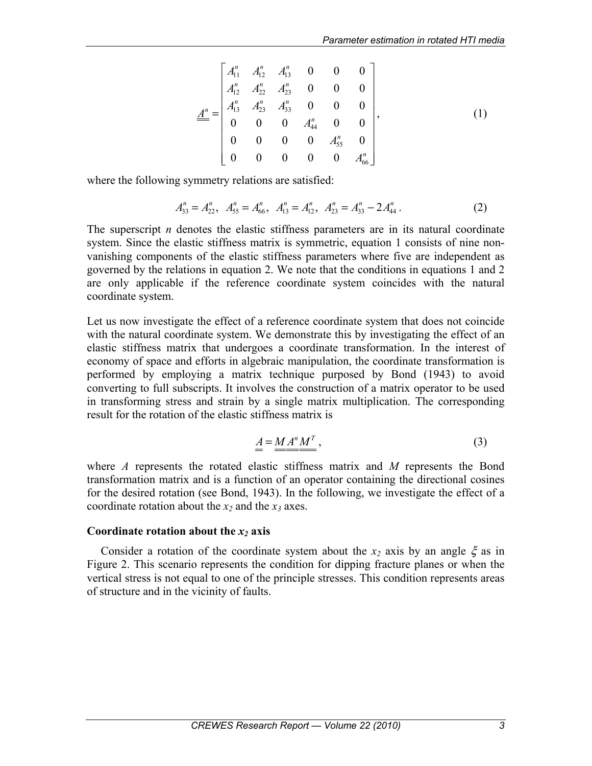$$
\underline{\underline{A^n}} = \begin{bmatrix} A_{11}^n & A_{12}^n & A_{13}^n & 0 & 0 & 0 \\ A_{12}^n & A_{22}^n & A_{23}^n & 0 & 0 & 0 \\ A_{13}^n & A_{23}^n & A_{33}^n & 0 & 0 & 0 \\ 0 & 0 & 0 & A_{44}^n & 0 & 0 \\ 0 & 0 & 0 & 0 & A_{55}^n & 0 \\ 0 & 0 & 0 & 0 & 0 & A_{66}^n \end{bmatrix}, \tag{1}
$$

where the following symmetry relations are satisfied:

$$
A_{33}^n = A_{22}^n,\ \ A_{55}^n = A_{66}^n,\ \ A_{13}^n = A_{12}^n,\ \ A_{23}^n = A_{33}^n - 2A_{44}^n \,. \tag{2}
$$

The superscript *n* denotes the elastic stiffness parameters are in its natural coordinate system. Since the elastic stiffness matrix is symmetric, equation 1 consists of nine non-vanishing components of the elastic stiffness parameters where five are independent as governed by the relations in equation 2. We note that the conditions in equations 1 and 2 are only applicable if the reference coordinate system coincides with the natural coordinate system.

Let us now investigate the effect of a reference coordinate system that does not coincide with the natural coordinate system. We demonstrate this by investigating the effect of an elastic stiffness matrix that undergoes a coordinate transformation. In the interest of economy of space and efforts in algebraic manipulation, the coordinate transformation is performed by employing a matrix technique purposed by Bond (1943) to avoid converting to full subscripts. It involves the construction of a matrix operator to be used in transforming stress and strain by a single matrix multiplication. The corresponding result for the rotation of the elastic stiffness matrix is

$$
\underline{\underline{A}} = \underline{\underline{M}}\,\underline{\underline{A^n}}\,\underline{\underline{M^T}}, \tag{3}
$$

where *A* represents the rotated elastic stiffness matrix and *M* represents the Bond transformation matrix and is a function of an operator containing the directional cosines for the desired rotation (see Bond, 1943). In the following, we investigate the effect of a coordinate rotation about the $x_2$ and the $x_3$ axes.

### Coordinate rotation about the $x_2$ axis

Consider a rotation of the coordinate system about the $x_2$ axis by an angle $\xi$ as in Figure 2. This scenario represents the condition for dipping fracture planes or when the vertical stress is not equal to one of the principle stresses. This condition represents areas of structure and in the vicinity of faults.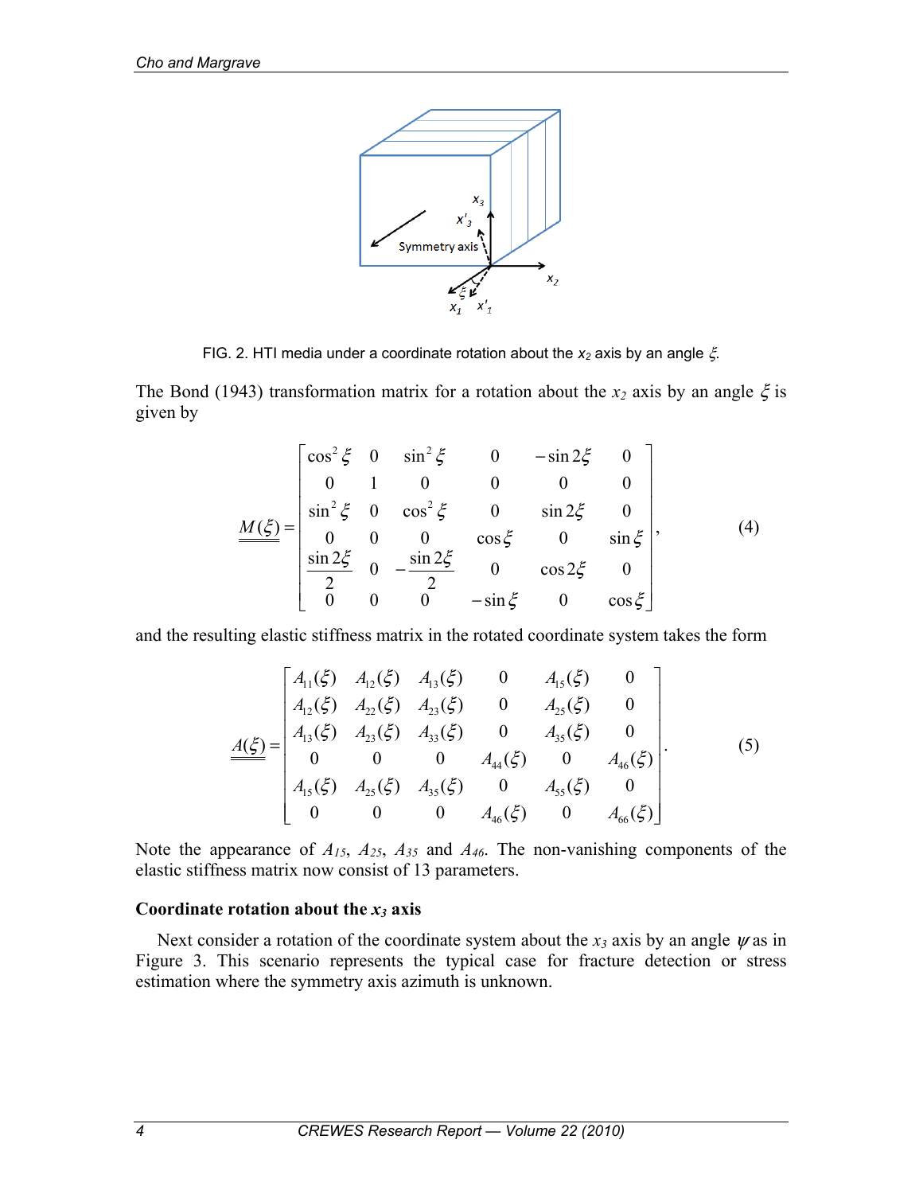FIG. 2. HTI media under a coordinate rotation about the $x_2$ axis by an angle $\xi$.

The Bond (1943) transformation matrix for a rotation about the $x_2$ axis by an angle $\xi$ is given by

$$\underline{\underline{M}}(\xi) = \begin{bmatrix} \cos^2\xi & 0 & \sin^2\xi & 0 & -\sin 2\xi & 0 \\ 0 & 1 & 0 & 0 & 0 & 0 \\ \sin^2\xi & 0 & \cos^2\xi & 0 & \sin 2\xi & 0 \\ 0 & 0 & 0 & \cos\xi & 0 & \sin\xi \\ \dfrac{\sin 2\xi}{2} & 0 & -\dfrac{\sin 2\xi}{2} & 0 & \cos 2\xi & 0 \\ 0 & 0 & 0 & -\sin\xi & 0 & \cos\xi \end{bmatrix}, \tag{4}$$

and the resulting elastic stiffness matrix in the rotated coordinate system takes the form

$$\underline{\underline{A}}(\xi) = \begin{bmatrix} A_{11}(\xi) & A_{12}(\xi) & A_{13}(\xi) & 0 & A_{15}(\xi) & 0 \\ A_{12}(\xi) & A_{22}(\xi) & A_{23}(\xi) & 0 & A_{25}(\xi) & 0 \\ A_{13}(\xi) & A_{23}(\xi) & A_{33}(\xi) & 0 & A_{35}(\xi) & 0 \\ 0 & 0 & 0 & A_{44}(\xi) & 0 & A_{46}(\xi) \\ A_{15}(\xi) & A_{25}(\xi) & A_{35}(\xi) & 0 & A_{55}(\xi) & 0 \\ 0 & 0 & 0 & A_{46}(\xi) & 0 & A_{66}(\xi) \end{bmatrix}. \tag{5}$$

Note the appearance of $A_{15}$, $A_{25}$, $A_{35}$ and $A_{46}$. The non-vanishing components of the elastic stiffness matrix now consist of 13 parameters.

### Coordinate rotation about the $x_3$ axis

Next consider a rotation of the coordinate system about the $x_3$ axis by an angle $\psi$ as in Figure 3. This scenario represents the typical case for fracture detection or stress estimation where the symmetry axis azimuth is unknown.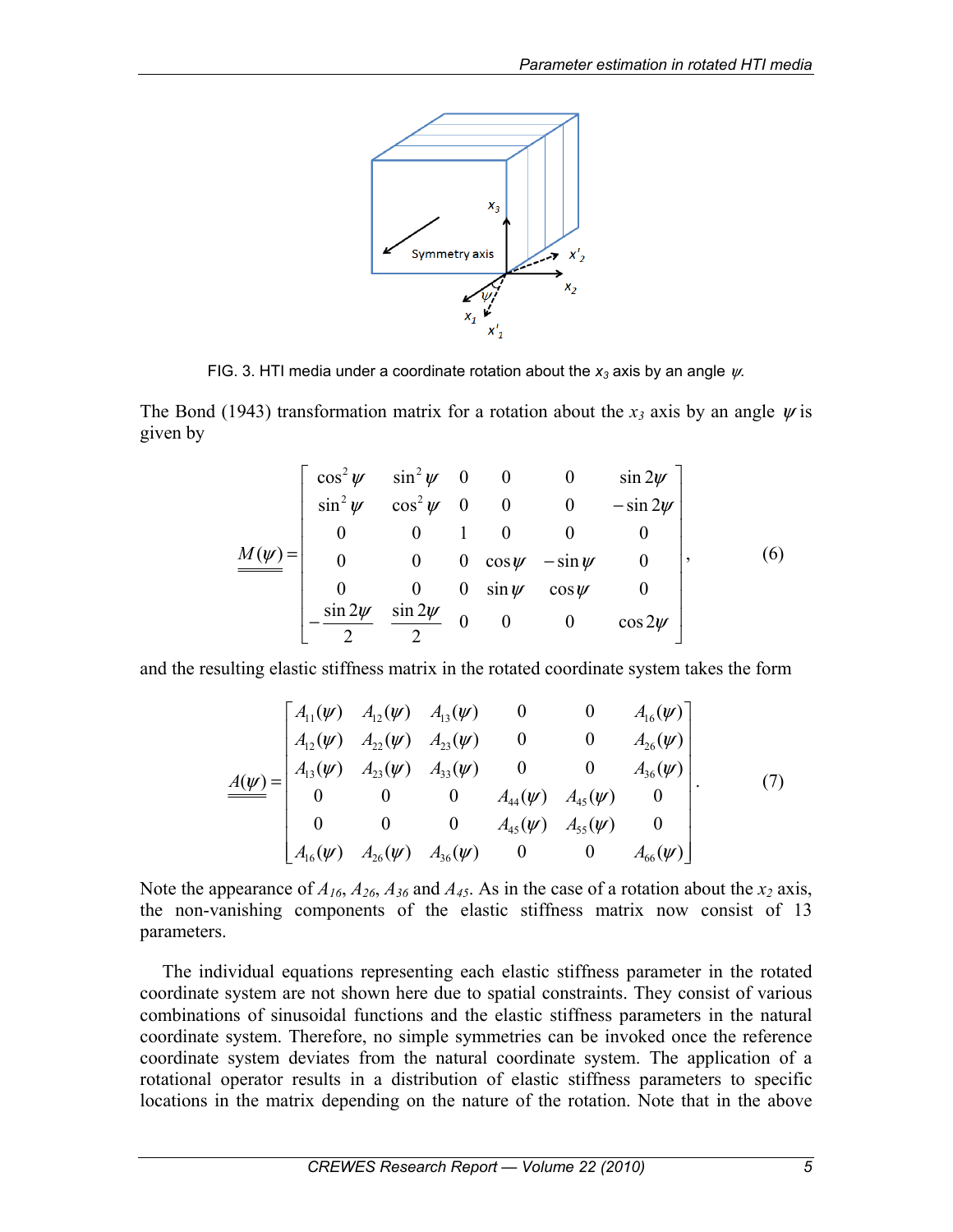FIG. 3. HTI media under a coordinate rotation about the $x_3$ axis by an angle $\psi$.

The Bond (1943) transformation matrix for a rotation about the $x_3$ axis by an angle $\psi$ is given by

$$
\underline{\underline{M}}(\psi)=\begin{bmatrix}
\cos^2\psi & \sin^2\psi & 0 & 0 & 0 & \sin 2\psi \\
\sin^2\psi & \cos^2\psi & 0 & 0 & 0 & -\sin 2\psi \\
0 & 0 & 1 & 0 & 0 & 0 \\
0 & 0 & 0 & \cos\psi & -\sin\psi & 0 \\
0 & 0 & 0 & \sin\psi & \cos\psi & 0 \\
-\dfrac{\sin 2\psi}{2} & \dfrac{\sin 2\psi}{2} & 0 & 0 & 0 & \cos 2\psi
\end{bmatrix}, \tag{6}
$$

and the resulting elastic stiffness matrix in the rotated coordinate system takes the form

$$
\underline{\underline{A}}(\psi)=\begin{bmatrix}
A_{11}(\psi) & A_{12}(\psi) & A_{13}(\psi) & 0 & 0 & A_{16}(\psi) \\
A_{12}(\psi) & A_{22}(\psi) & A_{23}(\psi) & 0 & 0 & A_{26}(\psi) \\
A_{13}(\psi) & A_{23}(\psi) & A_{33}(\psi) & 0 & 0 & A_{36}(\psi) \\
0 & 0 & 0 & A_{44}(\psi) & A_{45}(\psi) & 0 \\
0 & 0 & 0 & A_{45}(\psi) & A_{55}(\psi) & 0 \\
A_{16}(\psi) & A_{26}(\psi) & A_{36}(\psi) & 0 & 0 & A_{66}(\psi)
\end{bmatrix}. \tag{7}
$$

Note the appearance of $A_{16}$, $A_{26}$, $A_{36}$ and $A_{45}$. As in the case of a rotation about the $x_2$ axis, the non-vanishing components of the elastic stiffness matrix now consist of 13 parameters.

The individual equations representing each elastic stiffness parameter in the rotated coordinate system are not shown here due to spatial constraints. They consist of various combinations of sinusoidal functions and the elastic stiffness parameters in the natural coordinate system. Therefore, no simple symmetries can be invoked once the reference coordinate system deviates from the natural coordinate system. The application of a rotational operator results in a distribution of elastic stiffness parameters to specific locations in the matrix depending on the nature of the rotation. Note that in the above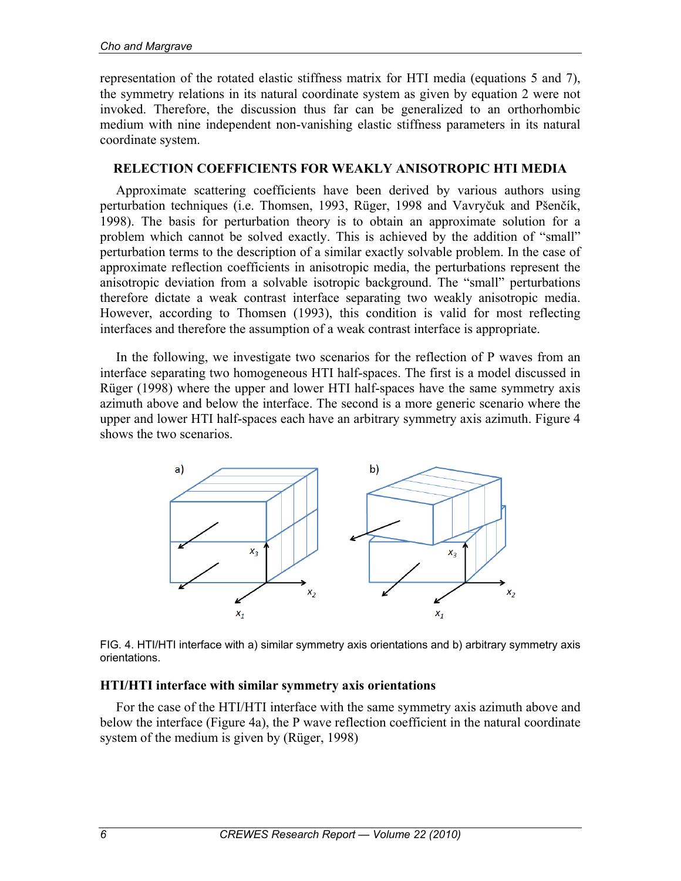representation of the rotated elastic stiffness matrix for HTI media (equations 5 and 7), the symmetry relations in its natural coordinate system as given by equation 2 were not invoked. Therefore, the discussion thus far can be generalized to an orthorhombic medium with nine independent non-vanishing elastic stiffness parameters in its natural coordinate system.

## RELECTION COEFFICIENTS FOR WEAKLY ANISOTROPIC HTI MEDIA

Approximate scattering coefficients have been derived by various authors using perturbation techniques (i.e. Thomsen, 1993, Rüger, 1998 and Vavryčuk and Pšenčík, 1998). The basis for perturbation theory is to obtain an approximate solution for a problem which cannot be solved exactly. This is achieved by the addition of "small" perturbation terms to the description of a similar exactly solvable problem. In the case of approximate reflection coefficients in anisotropic media, the perturbations represent the anisotropic deviation from a solvable isotropic background. The "small" perturbations therefore dictate a weak contrast interface separating two weakly anisotropic media. However, according to Thomsen (1993), this condition is valid for most reflecting interfaces and therefore the assumption of a weak contrast interface is appropriate.

In the following, we investigate two scenarios for the reflection of P waves from an interface separating two homogeneous HTI half-spaces. The first is a model discussed in Rüger (1998) where the upper and lower HTI half-spaces have the same symmetry axis azimuth above and below the interface. The second is a more generic scenario where the upper and lower HTI half-spaces each have an arbitrary symmetry axis azimuth. Figure 4 shows the two scenarios.

FIG. 4. HTI/HTI interface with a) similar symmetry axis orientations and b) arbitrary symmetry axis orientations.

### HTI/HTI interface with similar symmetry axis orientations

For the case of the HTI/HTI interface with the same symmetry axis azimuth above and below the interface (Figure 4a), the P wave reflection coefficient in the natural coordinate system of the medium is given by (Rüger, 1998)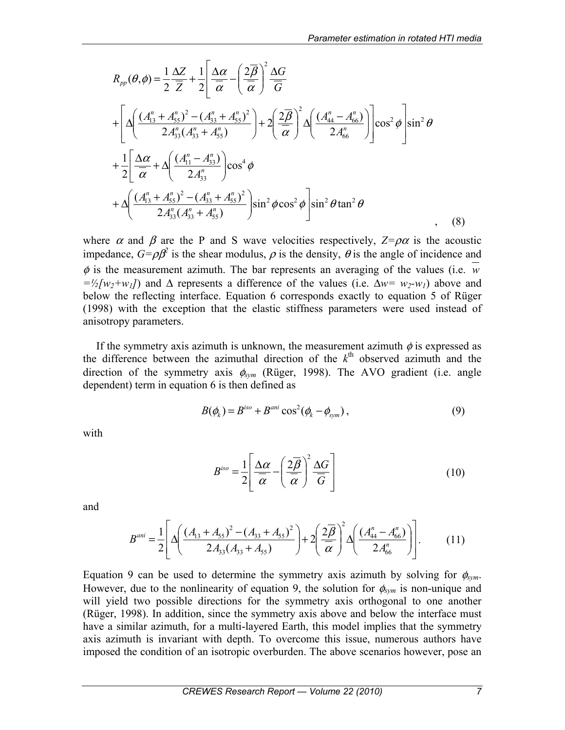$$
\begin{aligned}
R_{pp}(\theta,\phi) &= \frac{1}{2}\frac{\Delta Z}{\overline{Z}} + \frac{1}{2}\left[\frac{\Delta\alpha}{\overline{\alpha}} - \left(\frac{2\overline{\beta}}{\overline{\alpha}}\right)^2 \frac{\Delta G}{\overline{G}}\right. \\
&+ \left[\Delta\left(\frac{(A_{13}^n + A_{55}^n)^2 - (A_{33}^n + A_{55}^n)^2}{2A_{33}^n(A_{33}^n + A_{55}^n)}\right) + 2\left(\frac{2\overline{\beta}}{\overline{\alpha}}\right)^2 \Delta\left(\frac{(A_{44}^n - A_{66}^n)}{2A_{66}^n}\right)\right]\cos^2\phi\left.\vphantom{\frac{\Delta\alpha}{\overline{\alpha}}}\right]\sin^2\theta \\
&+ \frac{1}{2}\left[\frac{\Delta\alpha}{\overline{\alpha}} + \Delta\left(\frac{(A_{11}^n - A_{33}^n)}{2A_{33}^n}\right)\cos^4\phi\right. \\
&+ \left.\Delta\left(\frac{(A_{13}^n + A_{55}^n)^2 - (A_{33}^n + A_{55}^n)^2}{2A_{33}^n(A_{33}^n + A_{55}^n)}\right)\sin^2\phi\cos^2\phi\right]\sin^2\theta\tan^2\theta
\end{aligned} \quad , \quad (8)
$$

where $\alpha$ and $\beta$ are the P and S wave velocities respectively, $Z=\rho\alpha$ is the acoustic impedance, $G=\rho\beta^2$ is the shear modulus, $\rho$ is the density, $\theta$ is the angle of incidence and $\phi$ is the measurement azimuth. The bar represents an averaging of the values (i.e. $\overline{w} = ½[w_2+w_1]$) and $\Delta$ represents a difference of the values (i.e. $\Delta w = w_2 - w_1$) above and below the reflecting interface. Equation 6 corresponds exactly to equation 5 of Rüger (1998) with the exception that the elastic stiffness parameters were used instead of anisotropy parameters.

If the symmetry axis azimuth is unknown, the measurement azimuth $\phi$ is expressed as the difference between the azimuthal direction of the $k^{th}$ observed azimuth and the direction of the symmetry axis $\phi_{sym}$ (Rüger, 1998). The AVO gradient (i.e. angle dependent) term in equation 6 is then defined as

$$
B(\phi_k) = B^{iso} + B^{ani}\cos^2(\phi_k - \phi_{sym}) \, , \quad (9)
$$

with

$$
B^{iso} = \frac{1}{2}\left[\frac{\Delta\alpha}{\overline{\alpha}} - \left(\frac{2\overline{\beta}}{\overline{\alpha}}\right)^2 \frac{\Delta G}{\overline{G}}\right] \quad (10)
$$

and

$$
B^{ani} = \frac{1}{2}\left[\Delta\left(\frac{(A_{13} + A_{55})^2 - (A_{33} + A_{55})^2}{2A_{33}(A_{33} + A_{55})}\right) + 2\left(\frac{2\overline{\beta}}{\overline{\alpha}}\right)^2 \Delta\left(\frac{(A_{44}^n - A_{66}^n)}{2A_{66}^n}\right)\right]. \quad (11)
$$

Equation 9 can be used to determine the symmetry axis azimuth by solving for $\phi_{sym}$. However, due to the nonlinearity of equation 9, the solution for $\phi_{sym}$ is non-unique and will yield two possible directions for the symmetry axis orthogonal to one another (Rüger, 1998). In addition, since the symmetry axis above and below the interface must have a similar azimuth, for a multi-layered Earth, this model implies that the symmetry axis azimuth is invariant with depth. To overcome this issue, numerous authors have imposed the condition of an isotropic overburden. The above scenarios however, pose an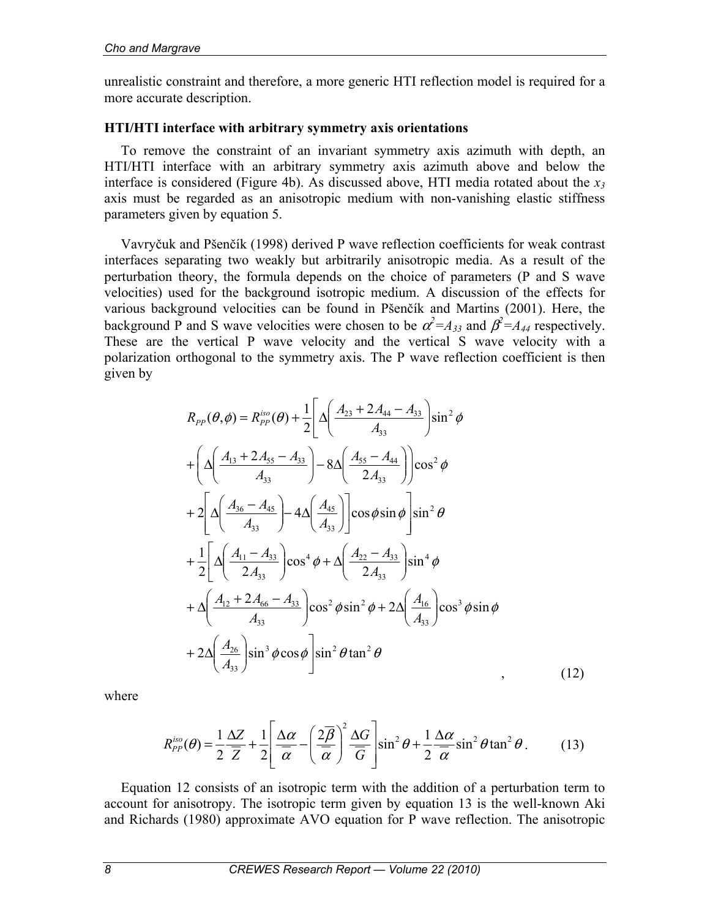unrealistic constraint and therefore, a more generic HTI reflection model is required for a more accurate description.

### HTI/HTI interface with arbitrary symmetry axis orientations

To remove the constraint of an invariant symmetry axis azimuth with depth, an HTI/HTI interface with an arbitrary symmetry axis azimuth above and below the interface is considered (Figure 4b). As discussed above, HTI media rotated about the $x_3$ axis must be regarded as an anisotropic medium with non-vanishing elastic stiffness parameters given by equation 5.

Vavryčuk and Pšenčík (1998) derived P wave reflection coefficients for weak contrast interfaces separating two weakly but arbitrarily anisotropic media. As a result of the perturbation theory, the formula depends on the choice of parameters (P and S wave velocities) used for the background isotropic medium. A discussion of the effects for various background velocities can be found in Pšenčík and Martins (2001). Here, the background P and S wave velocities were chosen to be $\alpha^2=A_{33}$ and $\beta^2=A_{44}$ respectively. These are the vertical P wave velocity and the vertical S wave velocity with a polarization orthogonal to the symmetry axis. The P wave reflection coefficient is then given by

$$
\begin{aligned}
R_{PP}(\theta,\phi) = R_{PP}^{iso}(\theta) + \frac{1}{2}\Bigg[ & \Delta\left(\frac{A_{23}+2A_{44}-A_{33}}{A_{33}}\right)\sin^2\phi \\
& + \left(\Delta\left(\frac{A_{13}+2A_{55}-A_{33}}{A_{33}}\right) - 8\Delta\left(\frac{A_{55}-A_{44}}{2A_{33}}\right)\right)\cos^2\phi \\
& + 2\left[\Delta\left(\frac{A_{36}-A_{45}}{A_{33}}\right) - 4\Delta\left(\frac{A_{45}}{A_{33}}\right)\right]\cos\phi\sin\phi \Bigg]\sin^2\theta \\
& + \frac{1}{2}\Bigg[\Delta\left(\frac{A_{11}-A_{33}}{2A_{33}}\right)\cos^4\phi + \Delta\left(\frac{A_{22}-A_{33}}{2A_{33}}\right)\sin^4\phi \\
& + \Delta\left(\frac{A_{12}+2A_{66}-A_{33}}{A_{33}}\right)\cos^2\phi\sin^2\phi + 2\Delta\left(\frac{A_{16}}{A_{33}}\right)\cos^3\phi\sin\phi \\
& + 2\Delta\left(\frac{A_{26}}{A_{33}}\right)\sin^3\phi\cos\phi\Bigg]\sin^2\theta\tan^2\theta
\end{aligned}
\quad , \qquad (12)
$$

where

$$
R_{PP}^{iso}(\theta) = \frac{1}{2}\frac{\Delta Z}{\overline{Z}} + \frac{1}{2}\left[\frac{\Delta\alpha}{\overline{\alpha}} - \left(\frac{2\overline{\beta}}{\overline{\alpha}}\right)^2\frac{\Delta G}{\overline{G}}\right]\sin^2\theta + \frac{1}{2}\frac{\Delta\alpha}{\overline{\alpha}}\sin^2\theta\tan^2\theta . \qquad (13)
$$

Equation 12 consists of an isotropic term with the addition of a perturbation term to account for anisotropy. The isotropic term given by equation 13 is the well-known Aki and Richards (1980) approximate AVO equation for P wave reflection. The anisotropic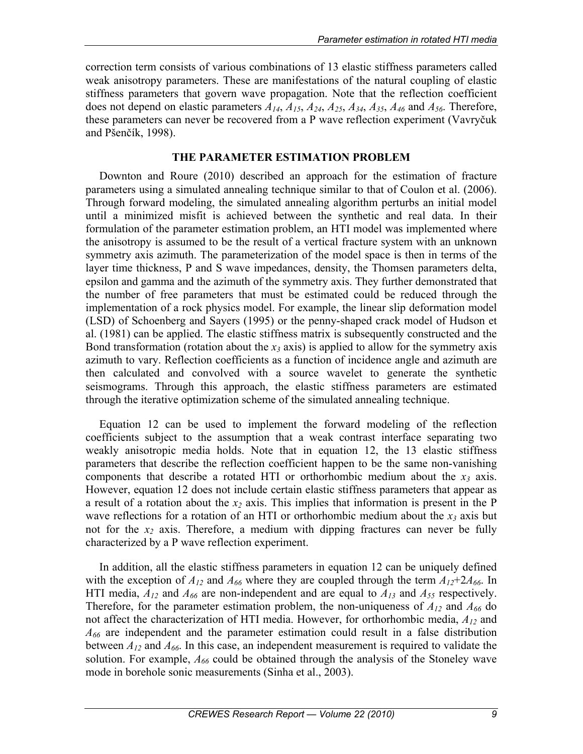correction term consists of various combinations of 13 elastic stiffness parameters called weak anisotropy parameters. These are manifestations of the natural coupling of elastic stiffness parameters that govern wave propagation. Note that the reflection coefficient does not depend on elastic parameters $A_{14}$, $A_{15}$, $A_{24}$, $A_{25}$, $A_{34}$, $A_{35}$, $A_{46}$ and $A_{56}$. Therefore, these parameters can never be recovered from a P wave reflection experiment (Vavryčuk and Pšenčík, 1998).

## THE PARAMETER ESTIMATION PROBLEM

Downton and Roure (2010) described an approach for the estimation of fracture parameters using a simulated annealing technique similar to that of Coulon et al. (2006). Through forward modeling, the simulated annealing algorithm perturbs an initial model until a minimized misfit is achieved between the synthetic and real data. In their formulation of the parameter estimation problem, an HTI model was implemented where the anisotropy is assumed to be the result of a vertical fracture system with an unknown symmetry axis azimuth. The parameterization of the model space is then in terms of the layer time thickness, P and S wave impedances, density, the Thomsen parameters delta, epsilon and gamma and the azimuth of the symmetry axis. They further demonstrated that the number of free parameters that must be estimated could be reduced through the implementation of a rock physics model. For example, the linear slip deformation model (LSD) of Schoenberg and Sayers (1995) or the penny-shaped crack model of Hudson et al. (1981) can be applied. The elastic stiffness matrix is subsequently constructed and the Bond transformation (rotation about the $x_3$ axis) is applied to allow for the symmetry axis azimuth to vary. Reflection coefficients as a function of incidence angle and azimuth are then calculated and convolved with a source wavelet to generate the synthetic seismograms. Through this approach, the elastic stiffness parameters are estimated through the iterative optimization scheme of the simulated annealing technique.

Equation 12 can be used to implement the forward modeling of the reflection coefficients subject to the assumption that a weak contrast interface separating two weakly anisotropic media holds. Note that in equation 12, the 13 elastic stiffness parameters that describe the reflection coefficient happen to be the same non-vanishing components that describe a rotated HTI or orthorhombic medium about the $x_3$ axis. However, equation 12 does not include certain elastic stiffness parameters that appear as a result of a rotation about the $x_2$ axis. This implies that information is present in the P wave reflections for a rotation of an HTI or orthorhombic medium about the $x_3$ axis but not for the $x_2$ axis. Therefore, a medium with dipping fractures can never be fully characterized by a P wave reflection experiment.

In addition, all the elastic stiffness parameters in equation 12 can be uniquely defined with the exception of $A_{12}$ and $A_{66}$ where they are coupled through the term $A_{12}+2A_{66}$. In HTI media, $A_{12}$ and $A_{66}$ are non-independent and are equal to $A_{13}$ and $A_{55}$ respectively. Therefore, for the parameter estimation problem, the non-uniqueness of $A_{12}$ and $A_{66}$ do not affect the characterization of HTI media. However, for orthorhombic media, $A_{12}$ and $A_{66}$ are independent and the parameter estimation could result in a false distribution between $A_{12}$ and $A_{66}$. In this case, an independent measurement is required to validate the solution. For example, $A_{66}$ could be obtained through the analysis of the Stoneley wave mode in borehole sonic measurements (Sinha et al., 2003).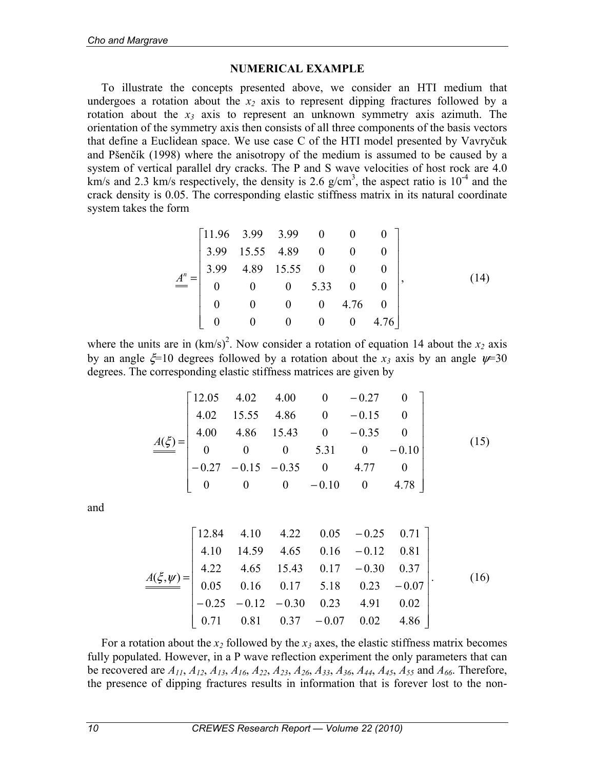## NUMERICAL EXAMPLE

To illustrate the concepts presented above, we consider an HTI medium that undergoes a rotation about the $x_2$ axis to represent dipping fractures followed by a rotation about the $x_3$ axis to represent an unknown symmetry axis azimuth. The orientation of the symmetry axis then consists of all three components of the basis vectors that define a Euclidean space. We use case C of the HTI model presented by Vavryčuk and Pšenčík (1998) where the anisotropy of the medium is assumed to be caused by a system of vertical parallel dry cracks. The P and S wave velocities of host rock are 4.0 km/s and 2.3 km/s respectively, the density is 2.6 g/cm$^3$, the aspect ratio is $10^{-4}$ and the crack density is 0.05. The corresponding elastic stiffness matrix in its natural coordinate system takes the form

$$\underline{\underline{A^n}} = \begin{bmatrix} 11.96 & 3.99 & 3.99 & 0 & 0 & 0 \\ 3.99 & 15.55 & 4.89 & 0 & 0 & 0 \\ 3.99 & 4.89 & 15.55 & 0 & 0 & 0 \\ 0 & 0 & 0 & 5.33 & 0 & 0 \\ 0 & 0 & 0 & 0 & 4.76 & 0 \\ 0 & 0 & 0 & 0 & 0 & 4.76 \end{bmatrix}, \tag{14}$$

where the units are in (km/s)$^2$. Now consider a rotation of equation 14 about the $x_2$ axis by an angle $\xi$=10 degrees followed by a rotation about the $x_3$ axis by an angle $\psi$=30 degrees. The corresponding elastic stiffness matrices are given by

$$\underline{\underline{A(\xi)}} = \begin{bmatrix} 12.05 & 4.02 & 4.00 & 0 & -0.27 & 0 \\ 4.02 & 15.55 & 4.86 & 0 & -0.15 & 0 \\ 4.00 & 4.86 & 15.43 & 0 & -0.35 & 0 \\ 0 & 0 & 0 & 5.31 & 0 & -0.10 \\ -0.27 & -0.15 & -0.35 & 0 & 4.77 & 0 \\ 0 & 0 & 0 & -0.10 & 0 & 4.78 \end{bmatrix} \tag{15}$$

and

$$\underline{\underline{A(\xi,\psi)}} = \begin{bmatrix} 12.84 & 4.10 & 4.22 & 0.05 & -0.25 & 0.71 \\ 4.10 & 14.59 & 4.65 & 0.16 & -0.12 & 0.81 \\ 4.22 & 4.65 & 15.43 & 0.17 & -0.30 & 0.37 \\ 0.05 & 0.16 & 0.17 & 5.18 & 0.23 & -0.07 \\ -0.25 & -0.12 & -0.30 & 0.23 & 4.91 & 0.02 \\ 0.71 & 0.81 & 0.37 & -0.07 & 0.02 & 4.86 \end{bmatrix}. \tag{16}$$

For a rotation about the $x_2$ followed by the $x_3$ axes, the elastic stiffness matrix becomes fully populated. However, in a P wave reflection experiment the only parameters that can be recovered are $A_{11}$, $A_{12}$, $A_{13}$, $A_{16}$, $A_{22}$, $A_{23}$, $A_{26}$, $A_{33}$, $A_{36}$, $A_{44}$, $A_{45}$, $A_{55}$ and $A_{66}$. Therefore, the presence of dipping fractures results in information that is forever lost to the non-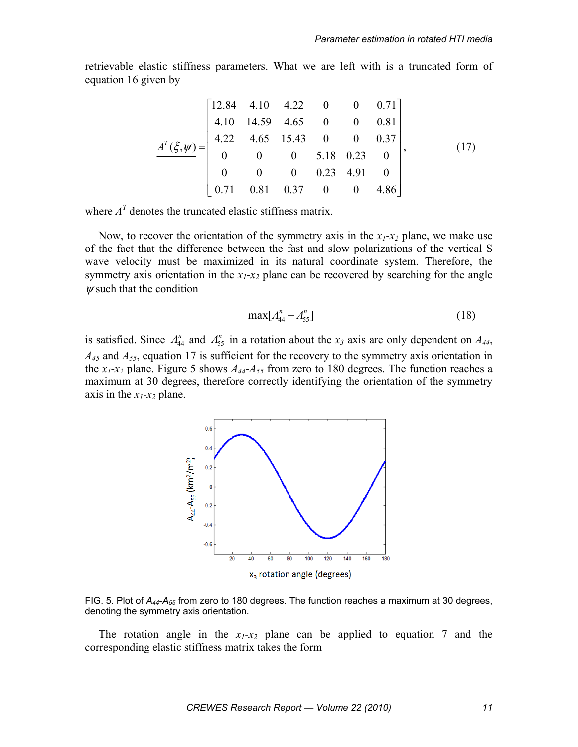retrievable elastic stiffness parameters. What we are left with is a truncated form of equation 16 given by

$$\underline{\underline{A^T(\xi,\psi)}} = \begin{bmatrix} 12.84 & 4.10 & 4.22 & 0 & 0 & 0.71 \\ 4.10 & 14.59 & 4.65 & 0 & 0 & 0.81 \\ 4.22 & 4.65 & 15.43 & 0 & 0 & 0.37 \\ 0 & 0 & 0 & 5.18 & 0.23 & 0 \\ 0 & 0 & 0 & 0.23 & 4.91 & 0 \\ 0.71 & 0.81 & 0.37 & 0 & 0 & 4.86 \end{bmatrix}, \tag{17}$$

where $A^T$ denotes the truncated elastic stiffness matrix.

Now, to recover the orientation of the symmetry axis in the $x_1$-$x_2$ plane, we make use of the fact that the difference between the fast and slow polarizations of the vertical S wave velocity must be maximized in its natural coordinate system. Therefore, the symmetry axis orientation in the $x_1$-$x_2$ plane can be recovered by searching for the angle $\psi$ such that the condition

$$\max[A_{44}^n - A_{55}^n] \tag{18}$$

is satisfied. Since $A_{44}^n$ and $A_{55}^n$ in a rotation about the $x_3$ axis are only dependent on $A_{44}$, $A_{45}$ and $A_{55}$, equation 17 is sufficient for the recovery to the symmetry axis orientation in the $x_1$-$x_2$ plane. Figure 5 shows $A_{44}$-$A_{55}$ from zero to 180 degrees. The function reaches a maximum at 30 degrees, therefore correctly identifying the orientation of the symmetry axis in the $x_1$-$x_2$ plane.

FIG. 5. Plot of $A_{44}$-$A_{55}$ from zero to 180 degrees. The function reaches a maximum at 30 degrees, denoting the symmetry axis orientation.

The rotation angle in the $x_1$-$x_2$ plane can be applied to equation 7 and the corresponding elastic stiffness matrix takes the form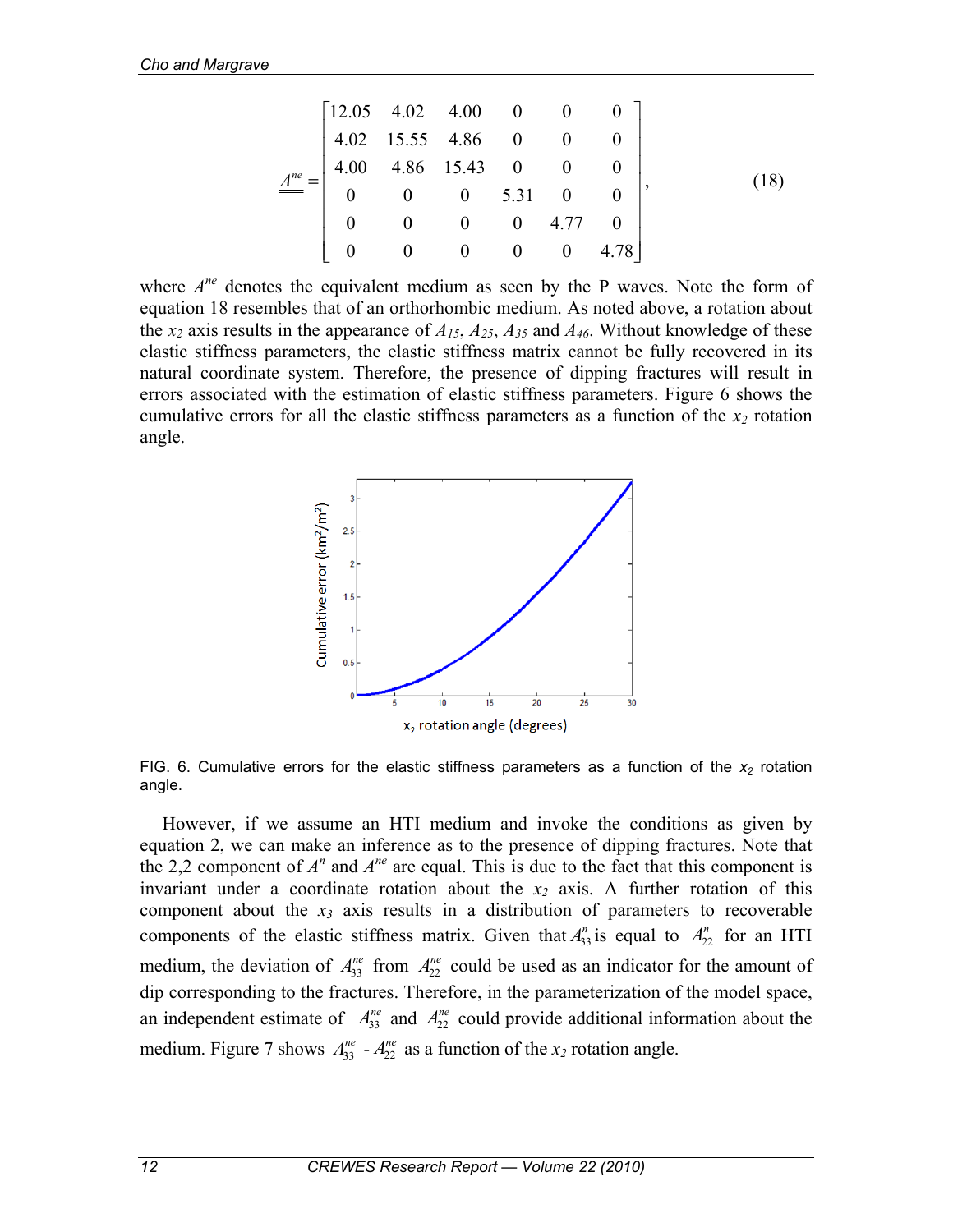$$
\underline{\underline{A^{ne}}} = \begin{bmatrix} 12.05 & 4.02 & 4.00 & 0 & 0 & 0 \\ 4.02 & 15.55 & 4.86 & 0 & 0 & 0 \\ 4.00 & 4.86 & 15.43 & 0 & 0 & 0 \\ 0 & 0 & 0 & 5.31 & 0 & 0 \\ 0 & 0 & 0 & 0 & 4.77 & 0 \\ 0 & 0 & 0 & 0 & 0 & 4.78 \end{bmatrix}, \tag{18}
$$

where $A^{ne}$ denotes the equivalent medium as seen by the P waves. Note the form of equation 18 resembles that of an orthorhombic medium. As noted above, a rotation about the $x_2$ axis results in the appearance of $A_{15}$, $A_{25}$, $A_{35}$ and $A_{46}$. Without knowledge of these elastic stiffness parameters, the elastic stiffness matrix cannot be fully recovered in its natural coordinate system. Therefore, the presence of dipping fractures will result in errors associated with the estimation of elastic stiffness parameters. Figure 6 shows the cumulative errors for all the elastic stiffness parameters as a function of the $x_2$ rotation angle.

FIG. 6. Cumulative errors for the elastic stiffness parameters as a function of the $x_2$ rotation angle.

However, if we assume an HTI medium and invoke the conditions as given by equation 2, we can make an inference as to the presence of dipping fractures. Note that the 2,2 component of $A^n$ and $A^{ne}$ are equal. This is due to the fact that this component is invariant under a coordinate rotation about the $x_2$ axis. A further rotation of this component about the $x_3$ axis results in a distribution of parameters to recoverable components of the elastic stiffness matrix. Given that $A^n_{33}$ is equal to $A^n_{22}$ for an HTI medium, the deviation of $A^{ne}_{33}$ from $A^{ne}_{22}$ could be used as an indicator for the amount of dip corresponding to the fractures. Therefore, in the parameterization of the model space, an independent estimate of $A^{ne}_{33}$ and $A^{ne}_{22}$ could provide additional information about the medium. Figure 7 shows $A^{ne}_{33}$ - $A^{ne}_{22}$ as a function of the $x_2$ rotation angle.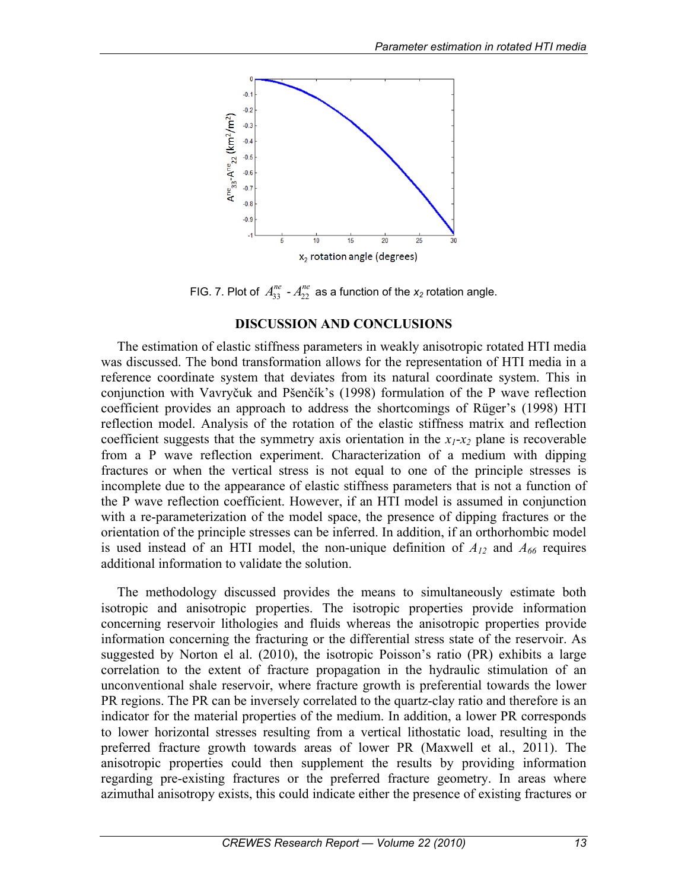FIG. 7. Plot of $A_{33}^{ne}$ - $A_{22}^{ne}$ as a function of the $x_2$ rotation angle.

## DISCUSSION AND CONCLUSIONS

The estimation of elastic stiffness parameters in weakly anisotropic rotated HTI media was discussed. The bond transformation allows for the representation of HTI media in a reference coordinate system that deviates from its natural coordinate system. This in conjunction with Vavryčuk and Pšenčík's (1998) formulation of the P wave reflection coefficient provides an approach to address the shortcomings of Rüger's (1998) HTI reflection model. Analysis of the rotation of the elastic stiffness matrix and reflection coefficient suggests that the symmetry axis orientation in the $x_1$-$x_2$ plane is recoverable from a P wave reflection experiment. Characterization of a medium with dipping fractures or when the vertical stress is not equal to one of the principle stresses is incomplete due to the appearance of elastic stiffness parameters that is not a function of the P wave reflection coefficient. However, if an HTI model is assumed in conjunction with a re-parameterization of the model space, the presence of dipping fractures or the orientation of the principle stresses can be inferred. In addition, if an orthorhombic model is used instead of an HTI model, the non-unique definition of $A_{12}$ and $A_{66}$ requires additional information to validate the solution.

The methodology discussed provides the means to simultaneously estimate both isotropic and anisotropic properties. The isotropic properties provide information concerning reservoir lithologies and fluids whereas the anisotropic properties provide information concerning the fracturing or the differential stress state of the reservoir. As suggested by Norton el al. (2010), the isotropic Poisson's ratio (PR) exhibits a large correlation to the extent of fracture propagation in the hydraulic stimulation of an unconventional shale reservoir, where fracture growth is preferential towards the lower PR regions. The PR can be inversely correlated to the quartz-clay ratio and therefore is an indicator for the material properties of the medium. In addition, a lower PR corresponds to lower horizontal stresses resulting from a vertical lithostatic load, resulting in the preferred fracture growth towards areas of lower PR (Maxwell et al., 2011). The anisotropic properties could then supplement the results by providing information regarding pre-existing fractures or the preferred fracture geometry. In areas where azimuthal anisotropy exists, this could indicate either the presence of existing fractures or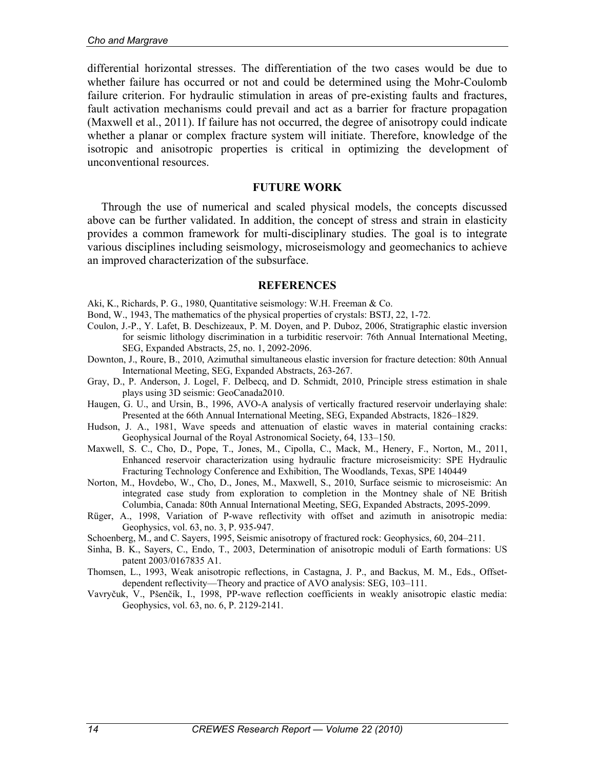differential horizontal stresses. The differentiation of the two cases would be due to whether failure has occurred or not and could be determined using the Mohr-Coulomb failure criterion. For hydraulic stimulation in areas of pre-existing faults and fractures, fault activation mechanisms could prevail and act as a barrier for fracture propagation (Maxwell et al., 2011). If failure has not occurred, the degree of anisotropy could indicate whether a planar or complex fracture system will initiate. Therefore, knowledge of the isotropic and anisotropic properties is critical in optimizing the development of unconventional resources.

## FUTURE WORK

Through the use of numerical and scaled physical models, the concepts discussed above can be further validated. In addition, the concept of stress and strain in elasticity provides a common framework for multi-disciplinary studies. The goal is to integrate various disciplines including seismology, microseismology and geomechanics to achieve an improved characterization of the subsurface.

## REFERENCES

Aki, K., Richards, P. G., 1980, Quantitative seismology: W.H. Freeman & Co.

Bond, W., 1943, The mathematics of the physical properties of crystals: BSTJ, 22, 1-72.

Coulon, J.-P., Y. Lafet, B. Deschizeaux, P. M. Doyen, and P. Duboz, 2006, Stratigraphic elastic inversion for seismic lithology discrimination in a turbiditic reservoir: 76th Annual International Meeting, SEG, Expanded Abstracts, 25, no. 1, 2092-2096.

Downton, J., Roure, B., 2010, Azimuthal simultaneous elastic inversion for fracture detection: 80th Annual International Meeting, SEG, Expanded Abstracts, 263-267.

Gray, D., P. Anderson, J. Logel, F. Delbecq, and D. Schmidt, 2010, Principle stress estimation in shale plays using 3D seismic: GeoCanada2010.

Haugen, G. U., and Ursin, B., 1996, AVO-A analysis of vertically fractured reservoir underlaying shale: Presented at the 66th Annual International Meeting, SEG, Expanded Abstracts, 1826–1829.

Hudson, J. A., 1981, Wave speeds and attenuation of elastic waves in material containing cracks: Geophysical Journal of the Royal Astronomical Society, 64, 133–150.

Maxwell, S. C., Cho, D., Pope, T., Jones, M., Cipolla, C., Mack, M., Henery, F., Norton, M., 2011, Enhanced reservoir characterization using hydraulic fracture microseismicity: SPE Hydraulic Fracturing Technology Conference and Exhibition, The Woodlands, Texas, SPE 140449

Norton, M., Hovdebo, W., Cho, D., Jones, M., Maxwell, S., 2010, Surface seismic to microseismic: An integrated case study from exploration to completion in the Montney shale of NE British Columbia, Canada: 80th Annual International Meeting, SEG, Expanded Abstracts, 2095-2099.

Rüger, A., 1998, Variation of P-wave reflectivity with offset and azimuth in anisotropic media: Geophysics, vol. 63, no. 3, P. 935-947.

Schoenberg, M., and C. Sayers, 1995, Seismic anisotropy of fractured rock: Geophysics, 60, 204–211.

Sinha, B. K., Sayers, C., Endo, T., 2003, Determination of anisotropic moduli of Earth formations: US patent 2003/0167835 A1.

Thomsen, L., 1993, Weak anisotropic reflections, in Castagna, J. P., and Backus, M. M., Eds., Offset-dependent reflectivity—Theory and practice of AVO analysis: SEG, 103–111.

Vavryčuk, V., Pšenčík, I., 1998, PP-wave reflection coefficients in weakly anisotropic elastic media: Geophysics, vol. 63, no. 6, P. 2129-2141.